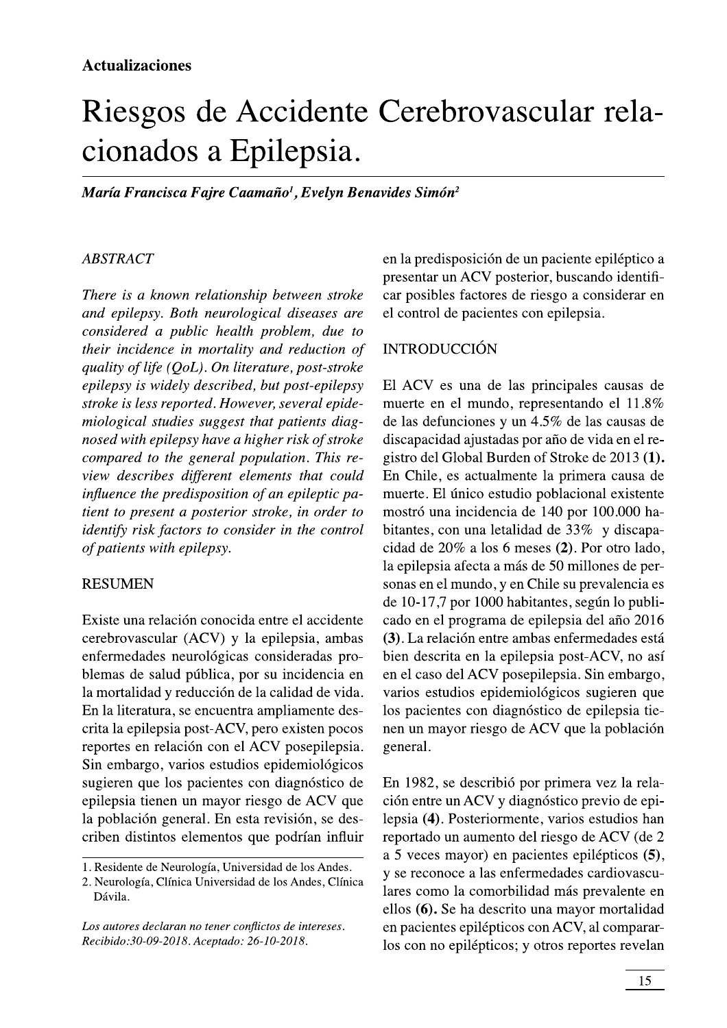**Actualizaciones**

# Riesgos de Accidente Cerebrovascular relacionados a Epilepsia.

***María Francisca Fajre Caamaño[1], Evelyn Benavides Simón[2]***

## ABSTRACT

*There is a known relationship between stroke and epilepsy. Both neurological diseases are considered a public health problem, due to their incidence in mortality and reduction of quality of life (QoL). On literature, post-stroke epilepsy is widely described, but post-epilepsy stroke is less reported. However, several epidemiological studies suggest that patients diagnosed with epilepsy have a higher risk of stroke compared to the general population. This review describes different elements that could influence the predisposition of an epileptic patient to present a posterior stroke, in order to identify risk factors to consider in the control of patients with epilepsy.*

## RESUMEN

Existe una relación conocida entre el accidente cerebrovascular (ACV) y la epilepsia, ambas enfermedades neurológicas consideradas problemas de salud pública, por su incidencia en la mortalidad y reducción de la calidad de vida. En la literatura, se encuentra ampliamente descrita la epilepsia post-ACV, pero existen pocos reportes en relación con el ACV posepilepsia. Sin embargo, varios estudios epidemiológicos sugieren que los pacientes con diagnóstico de epilepsia tienen un mayor riesgo de ACV que la población general. En esta revisión, se describen distintos elementos que podrían influir en la predisposición de un paciente epiléptico a presentar un ACV posterior, buscando identificar posibles factores de riesgo a considerar en el control de pacientes con epilepsia.

1. Residente de Neurología, Universidad de los Andes.
2. Neurología, Clínica Universidad de los Andes, Clínica Dávila.

*Los autores declaran no tener conflictos de intereses. Recibido:30-09-2018. Aceptado: 26-10-2018.*

## INTRODUCCIÓN

El ACV es una de las principales causas de muerte en el mundo, representando el 11.8% de las defunciones y un 4.5% de las causas de discapacidad ajustadas por año de vida en el registro del Global Burden of Stroke de 2013 **(1).** En Chile, es actualmente la primera causa de muerte. El único estudio poblacional existente mostró una incidencia de 140 por 100.000 habitantes, con una letalidad de 33% y discapacidad de 20% a los 6 meses **(2)**. Por otro lado, la epilepsia afecta a más de 50 millones de personas en el mundo, y en Chile su prevalencia es de 10-17,7 por 1000 habitantes, según lo publicado en el programa de epilepsia del año 2016 **(3)**. La relación entre ambas enfermedades está bien descrita en la epilepsia post-ACV, no así en el caso del ACV posepilepsia. Sin embargo, varios estudios epidemiológicos sugieren que los pacientes con diagnóstico de epilepsia tienen un mayor riesgo de ACV que la población general.

En 1982, se describió por primera vez la relación entre un ACV y diagnóstico previo de epilepsia **(4)**. Posteriormente, varios estudios han reportado un aumento del riesgo de ACV (de 2 a 5 veces mayor) en pacientes epilépticos **(5)**, y se reconoce a las enfermedades cardiovasculares como la comorbilidad más prevalente en ellos **(6).** Se ha descrito una mayor mortalidad en pacientes epilépticos con ACV, al compararlos con no epilépticos; y otros reportes revelan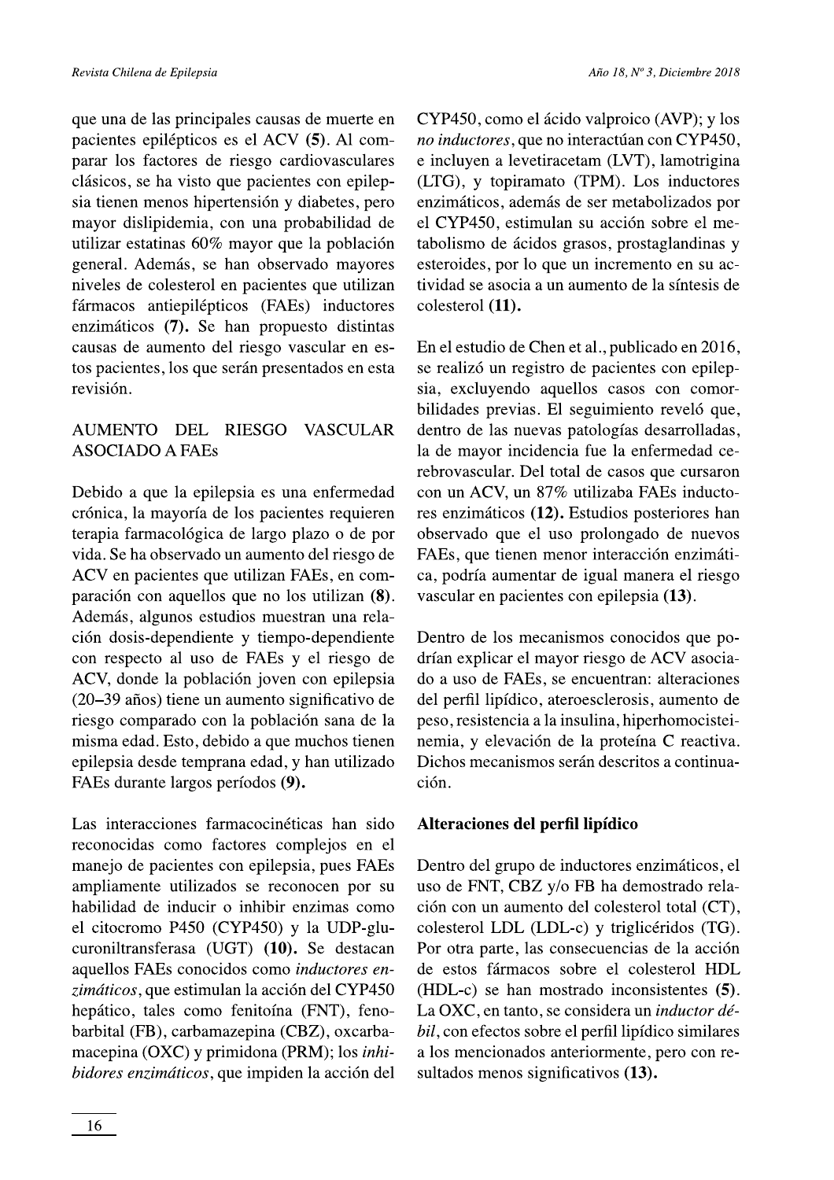que una de las principales causas de muerte en pacientes epilépticos es el ACV **(5)**. Al comparar los factores de riesgo cardiovasculares clásicos, se ha visto que pacientes con epilepsia tienen menos hipertensión y diabetes, pero mayor dislipidemia, con una probabilidad de utilizar estatinas 60% mayor que la población general. Además, se han observado mayores niveles de colesterol en pacientes que utilizan fármacos antiepilépticos (FAEs) inductores enzimáticos **(7)**. Se han propuesto distintas causas de aumento del riesgo vascular en estos pacientes, los que serán presentados en esta revisión.

## AUMENTO DEL RIESGO VASCULAR ASOCIADO A FAEs

Debido a que la epilepsia es una enfermedad crónica, la mayoría de los pacientes requieren terapia farmacológica de largo plazo o de por vida. Se ha observado un aumento del riesgo de ACV en pacientes que utilizan FAEs, en comparación con aquellos que no los utilizan **(8)**. Además, algunos estudios muestran una relación dosis-dependiente y tiempo-dependiente con respecto al uso de FAEs y el riesgo de ACV, donde la población joven con epilepsia (20–39 años) tiene un aumento significativo de riesgo comparado con la población sana de la misma edad. Esto, debido a que muchos tienen epilepsia desde temprana edad, y han utilizado FAEs durante largos períodos **(9)**.

Las interacciones farmacocinéticas han sido reconocidas como factores complejos en el manejo de pacientes con epilepsia, pues FAEs ampliamente utilizados se reconocen por su habilidad de inducir o inhibir enzimas como el citocromo P450 (CYP450) y la UDP-glucuroniltransferasa (UGT) **(10)**. Se destacan aquellos FAEs conocidos como *inductores enzimáticos*, que estimulan la acción del CYP450 hepático, tales como fenitoína (FNT), fenobarbital (FB), carbamazepina (CBZ), oxcarbamacepina (OXC) y primidona (PRM); los *inhibidores enzimáticos*, que impiden la acción del CYP450, como el ácido valproico (AVP); y los *no inductores*, que no interactúan con CYP450, e incluyen a levetiracetam (LVT), lamotrigina (LTG), y topiramato (TPM). Los inductores enzimáticos, además de ser metabolizados por el CYP450, estimulan su acción sobre el metabolismo de ácidos grasos, prostaglandinas y esteroides, por lo que un incremento en su actividad se asocia a un aumento de la síntesis de colesterol **(11)**.

En el estudio de Chen et al., publicado en 2016, se realizó un registro de pacientes con epilepsia, excluyendo aquellos casos con comorbilidades previas. El seguimiento reveló que, dentro de las nuevas patologías desarrolladas, la de mayor incidencia fue la enfermedad cerebrovascular. Del total de casos que cursaron con un ACV, un 87% utilizaba FAEs inductores enzimáticos **(12)**. Estudios posteriores han observado que el uso prolongado de nuevos FAEs, que tienen menor interacción enzimática, podría aumentar de igual manera el riesgo vascular en pacientes con epilepsia **(13)**.

Dentro de los mecanismos conocidos que podrían explicar el mayor riesgo de ACV asociado a uso de FAEs, se encuentran: alteraciones del perfil lipídico, ateroesclerosis, aumento de peso, resistencia a la insulina, hiperhomocisteinemia, y elevación de la proteína C reactiva. Dichos mecanismos serán descritos a continuación.

### Alteraciones del perfil lipídico

Dentro del grupo de inductores enzimáticos, el uso de FNT, CBZ y/o FB ha demostrado relación con un aumento del colesterol total (CT), colesterol LDL (LDL-c) y triglicéridos (TG). Por otra parte, las consecuencias de la acción de estos fármacos sobre el colesterol HDL (HDL-c) se han mostrado inconsistentes **(5)**. La OXC, en tanto, se considera un *inductor débil*, con efectos sobre el perfil lipídico similares a los mencionados anteriormente, pero con resultados menos significativos **(13)**.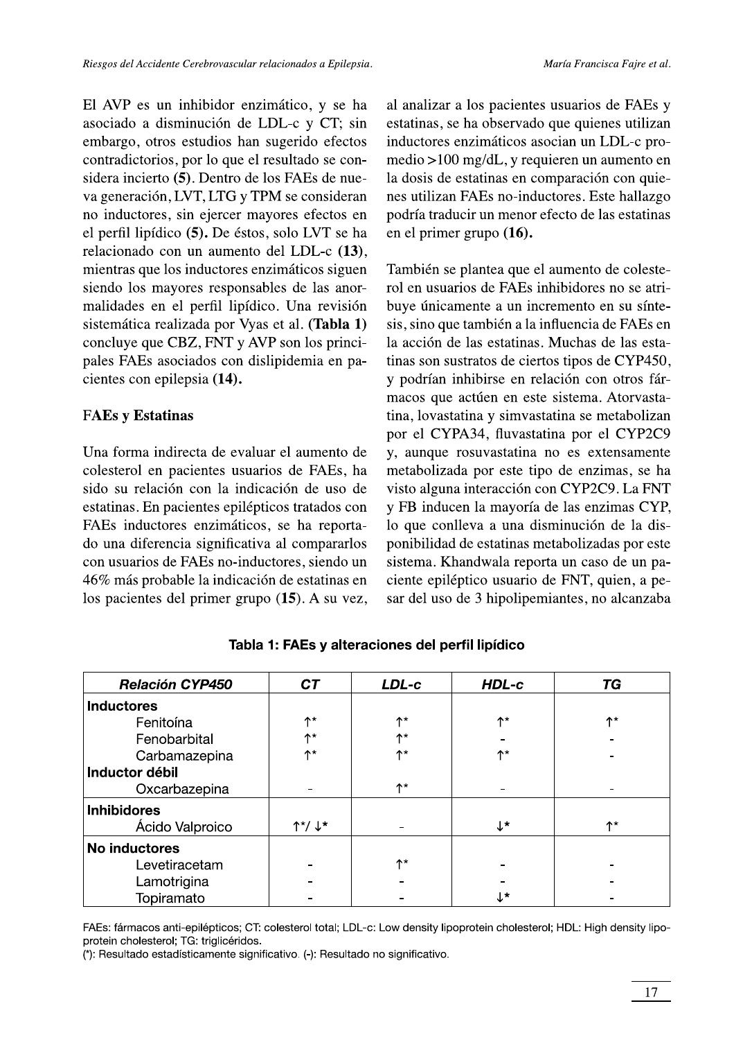El AVP es un inhibidor enzimático, y se ha asociado a disminución de LDL-c y CT; sin embargo, otros estudios han sugerido efectos contradictorios, por lo que el resultado se considera incierto **(5)**. Dentro de los FAEs de nueva generación, LVT, LTG y TPM se consideran no inductores, sin ejercer mayores efectos en el perfil lipídico **(5).** De éstos, solo LVT se ha relacionado con un aumento del LDL-c **(13)**, mientras que los inductores enzimáticos siguen siendo los mayores responsables de las anormalidades en el perfil lipídico. Una revisión sistemática realizada por Vyas et al. **(Tabla 1)** concluye que CBZ, FNT y AVP son los principales FAEs asociados con dislipidemia en pacientes con epilepsia **(14).**

## FAEs y Estatinas

Una forma indirecta de evaluar el aumento de colesterol en pacientes usuarios de FAEs, ha sido su relación con la indicación de uso de estatinas. En pacientes epilépticos tratados con FAEs inductores enzimáticos, se ha reportado una diferencia significativa al compararlos con usuarios de FAEs no-inductores, siendo un 46% más probable la indicación de estatinas en los pacientes del primer grupo **(15)**. A su vez, al analizar a los pacientes usuarios de FAEs y estatinas, se ha observado que quienes utilizan inductores enzimáticos asocian un LDL-c promedio >100 mg/dL, y requieren un aumento en la dosis de estatinas en comparación con quienes utilizan FAEs no-inductores. Este hallazgo podría traducir un menor efecto de las estatinas en el primer grupo **(16).**

También se plantea que el aumento de colesterol en usuarios de FAEs inhibidores no se atribuye únicamente a un incremento en su síntesis, sino que también a la influencia de FAEs en la acción de las estatinas. Muchas de las estatinas son sustratos de ciertos tipos de CYP450, y podrían inhibirse en relación con otros fármacos que actúen en este sistema. Atorvastatina, lovastatina y simvastatina se metabolizan por el CYPA34, fluvastatina por el CYP2C9 y, aunque rosuvastatina no es extensamente metabolizada por este tipo de enzimas, se ha visto alguna interacción con CYP2C9. La FNT y FB inducen la mayoría de las enzimas CYP, lo que conlleva a una disminución de la disponibilidad de estatinas metabolizadas por este sistema. Khandwala reporta un caso de un paciente epiléptico usuario de FNT, quien, a pesar del uso de 3 hipolipemiantes, no alcanzaba

**Tabla 1: FAEs y alteraciones del perfil lipídico**

| *Relación CYP450* | *CT* | *LDL-c* | *HDL-c* | *TG* |
|---|---|---|---|---|
| **Inductores** | | | | |
| Fenitoína | ↑* | ↑* | ↑* | ↑* |
| Fenobarbital | ↑* | ↑* | - | - |
| Carbamazepina | ↑* | ↑* | ↑* | - |
| **Inductor débil** | | | | |
| Oxcarbazepina | - | ↑* | - | - |
| **Inhibidores** | | | | |
| Ácido Valproico | ↑*/ ↓* | - | ↓* | ↑* |
| **No inductores** | | | | |
| Levetiracetam | - | ↑* | - | - |
| Lamotrigina | - | - | - | - |
| Topiramato | - | - | ↓* | - |

FAEs: fármacos anti-epilépticos; CT: colesterol total; LDL-c: Low density lipoprotein cholesterol; HDL: High density lipoprotein cholesterol; TG: triglicéridos.
(*): Resultado estadísticamente significativo. (-): Resultado no significativo.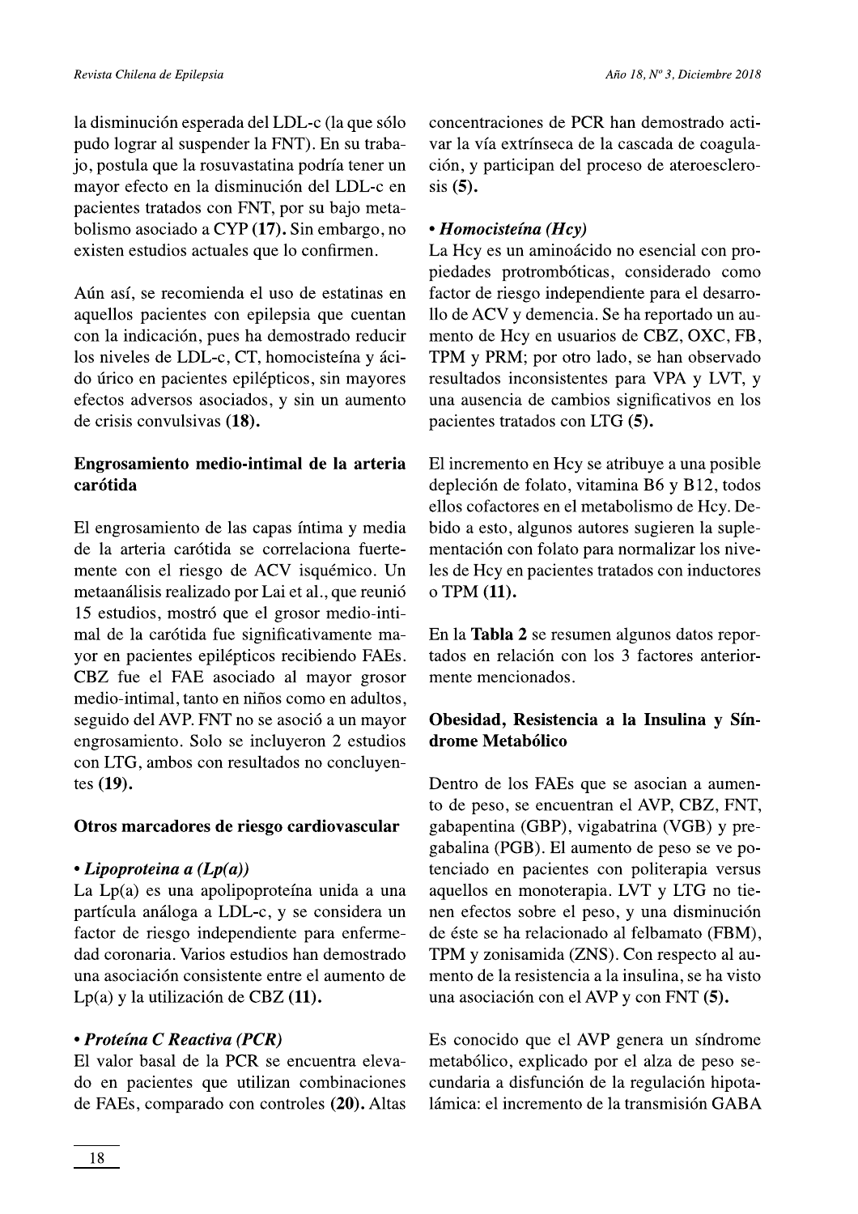la disminución esperada del LDL-c (la que sólo pudo lograr al suspender la FNT). En su trabajo, postula que la rosuvastatina podría tener un mayor efecto en la disminución del LDL-c en pacientes tratados con FNT, por su bajo metabolismo asociado a CYP **(17).** Sin embargo, no existen estudios actuales que lo confirmen.

Aún así, se recomienda el uso de estatinas en aquellos pacientes con epilepsia que cuentan con la indicación, pues ha demostrado reducir los niveles de LDL-c, CT, homocisteína y ácido úrico en pacientes epilépticos, sin mayores efectos adversos asociados, y sin un aumento de crisis convulsivas **(18).**

## Engrosamiento medio-intimal de la arteria carótida

El engrosamiento de las capas íntima y media de la arteria carótida se correlaciona fuertemente con el riesgo de ACV isquémico. Un metaanálisis realizado por Lai et al., que reunió 15 estudios, mostró que el grosor medio-intimal de la carótida fue significativamente mayor en pacientes epilépticos recibiendo FAEs. CBZ fue el FAE asociado al mayor grosor medio-intimal, tanto en niños como en adultos, seguido del AVP. FNT no se asoció a un mayor engrosamiento. Solo se incluyeron 2 estudios con LTG, ambos con resultados no concluyentes **(19).**

## Otros marcadores de riesgo cardiovascular

**• *Lipoproteina a (Lp(a))***
La Lp(a) es una apolipoproteína unida a una partícula análoga a LDL-c, y se considera un factor de riesgo independiente para enfermedad coronaria. Varios estudios han demostrado una asociación consistente entre el aumento de Lp(a) y la utilización de CBZ **(11).**

**• *Proteína C Reactiva (PCR)***
El valor basal de la PCR se encuentra elevado en pacientes que utilizan combinaciones de FAEs, comparado con controles **(20).** Altas concentraciones de PCR han demostrado activar la vía extrínseca de la cascada de coagulación, y participan del proceso de ateroesclerosis **(5).**

**• *Homocisteína (Hcy)***
La Hcy es un aminoácido no esencial con propiedades protrombóticas, considerado como factor de riesgo independiente para el desarrollo de ACV y demencia. Se ha reportado un aumento de Hcy en usuarios de CBZ, OXC, FB, TPM y PRM; por otro lado, se han observado resultados inconsistentes para VPA y LVT, y una ausencia de cambios significativos en los pacientes tratados con LTG **(5).**

El incremento en Hcy se atribuye a una posible depleción de folato, vitamina B6 y B12, todos ellos cofactores en el metabolismo de Hcy. Debido a esto, algunos autores sugieren la suplementación con folato para normalizar los niveles de Hcy en pacientes tratados con inductores o TPM **(11).**

En la **Tabla 2** se resumen algunos datos reportados en relación con los 3 factores anteriormente mencionados.

## Obesidad, Resistencia a la Insulina y Síndrome Metabólico

Dentro de los FAEs que se asocian a aumento de peso, se encuentran el AVP, CBZ, FNT, gabapentina (GBP), vigabatrina (VGB) y pregabalina (PGB). El aumento de peso se ve potenciado en pacientes con politerapia versus aquellos en monoterapia. LVT y LTG no tienen efectos sobre el peso, y una disminución de éste se ha relacionado al felbamato (FBM), TPM y zonisamida (ZNS). Con respecto al aumento de la resistencia a la insulina, se ha visto una asociación con el AVP y con FNT **(5).**

Es conocido que el AVP genera un síndrome metabólico, explicado por el alza de peso secundaria a disfunción de la regulación hipotalámica: el incremento de la transmisión GABA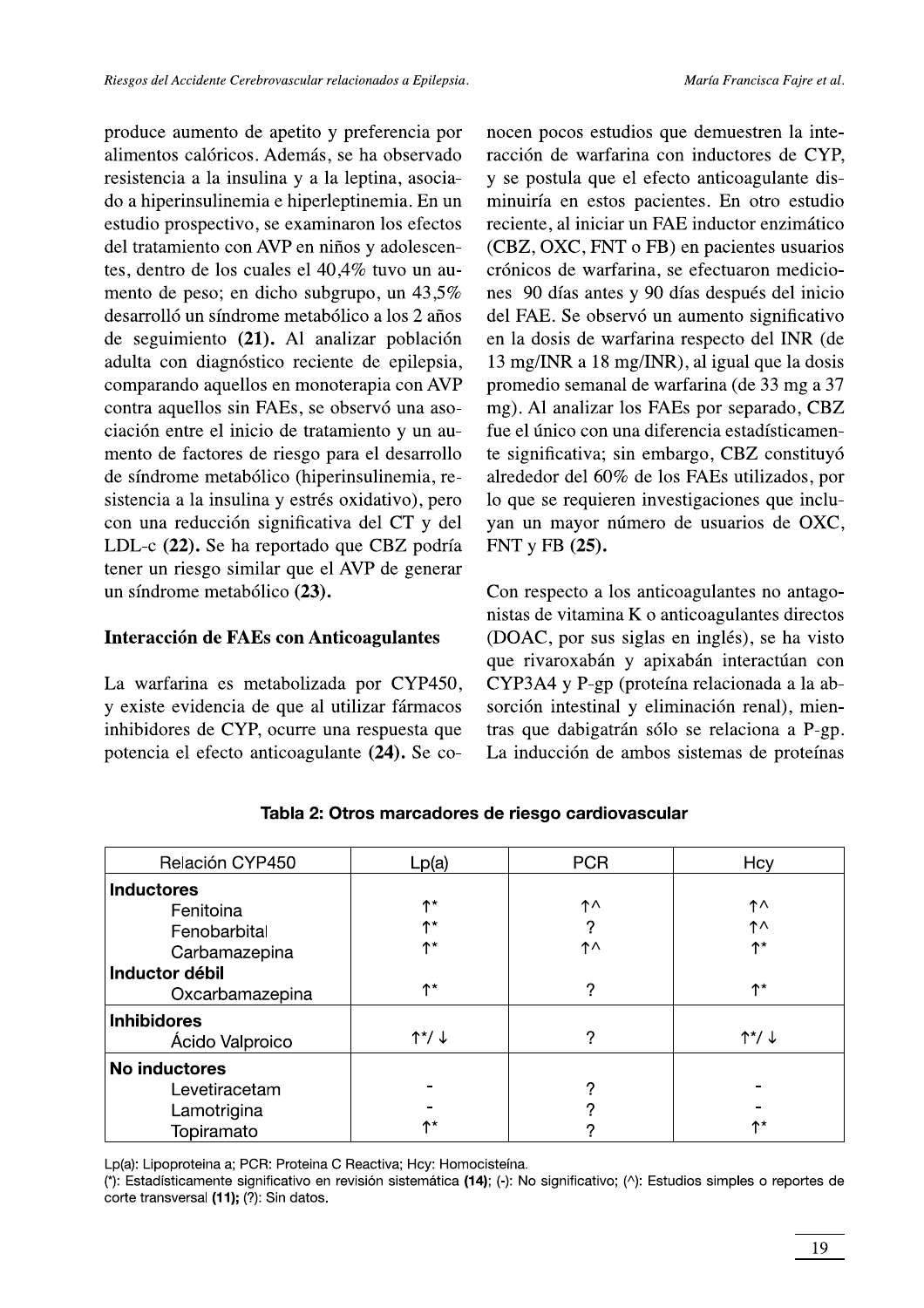produce aumento de apetito y preferencia por alimentos calóricos. Además, se ha observado resistencia a la insulina y a la leptina, asociado a hiperinsulinemia e hiperleptinemia. En un estudio prospectivo, se examinaron los efectos del tratamiento con AVP en niños y adolescentes, dentro de los cuales el 40,4% tuvo un aumento de peso; en dicho subgrupo, un 43,5% desarrolló un síndrome metabólico a los 2 años de seguimiento **(21).** Al analizar población adulta con diagnóstico reciente de epilepsia, comparando aquellos en monoterapia con AVP contra aquellos sin FAEs, se observó una asociación entre el inicio de tratamiento y un aumento de factores de riesgo para el desarrollo de síndrome metabólico (hiperinsulinemia, resistencia a la insulina y estrés oxidativo), pero con una reducción significativa del CT y del LDL-c **(22).** Se ha reportado que CBZ podría tener un riesgo similar que el AVP de generar un síndrome metabólico **(23).**

## Interacción de FAEs con Anticoagulantes

La warfarina es metabolizada por CYP450, y existe evidencia de que al utilizar fármacos inhibidores de CYP, ocurre una respuesta que potencia el efecto anticoagulante **(24).** Se conocen pocos estudios que demuestren la interacción de warfarina con inductores de CYP, y se postula que el efecto anticoagulante disminuiría en estos pacientes. En otro estudio reciente, al iniciar un FAE inductor enzimático (CBZ, OXC, FNT o FB) en pacientes usuarios crónicos de warfarina, se efectuaron mediciones 90 días antes y 90 días después del inicio del FAE. Se observó un aumento significativo en la dosis de warfarina respecto del INR (de 13 mg/INR a 18 mg/INR), al igual que la dosis promedio semanal de warfarina (de 33 mg a 37 mg). Al analizar los FAEs por separado, CBZ fue el único con una diferencia estadísticamente significativa; sin embargo, CBZ constituyó alrededor del 60% de los FAEs utilizados, por lo que se requieren investigaciones que incluyan un mayor número de usuarios de OXC, FNT y FB **(25).**

Con respecto a los anticoagulantes no antagonistas de vitamina K o anticoagulantes directos (DOAC, por sus siglas en inglés), se ha visto que rivaroxabán y apixabán interactúan con CYP3A4 y P-gp (proteína relacionada a la absorción intestinal y eliminación renal), mientras que dabigatrán sólo se relaciona a P-gp. La inducción de ambos sistemas de proteínas

**Tabla 2: Otros marcadores de riesgo cardiovascular**

| Relación CYP450 | Lp(a) | PCR | Hcy |
|---|---|---|---|
| **Inductores** | | | |
| Fenitoina | ↑* | ↑^ | ↑^ |
| Fenobarbital | ↑* | ? | ↑^ |
| Carbamazepina | ↑* | ↑^ | ↑* |
| **Inductor débil** | | | |
| Oxcarbamazepina | ↑* | ? | ↑* |
| **Inhibidores** | | | |
| Ácido Valproico | ↑*/ ↓ | ? | ↑*/ ↓ |
| **No inductores** | | | |
| Levetiracetam | - | ? | - |
| Lamotrigina | - | ? | - |
| Topiramato | ↑* | ? | ↑* |

Lp(a): Lipoproteina a; PCR: Proteina C Reactiva; Hcy: Homocisteína.
(*): Estadísticamente significativo en revisión sistemática **(14)**; (-): No significativo; (^): Estudios simples o reportes de corte transversal **(11);** (?): Sin datos.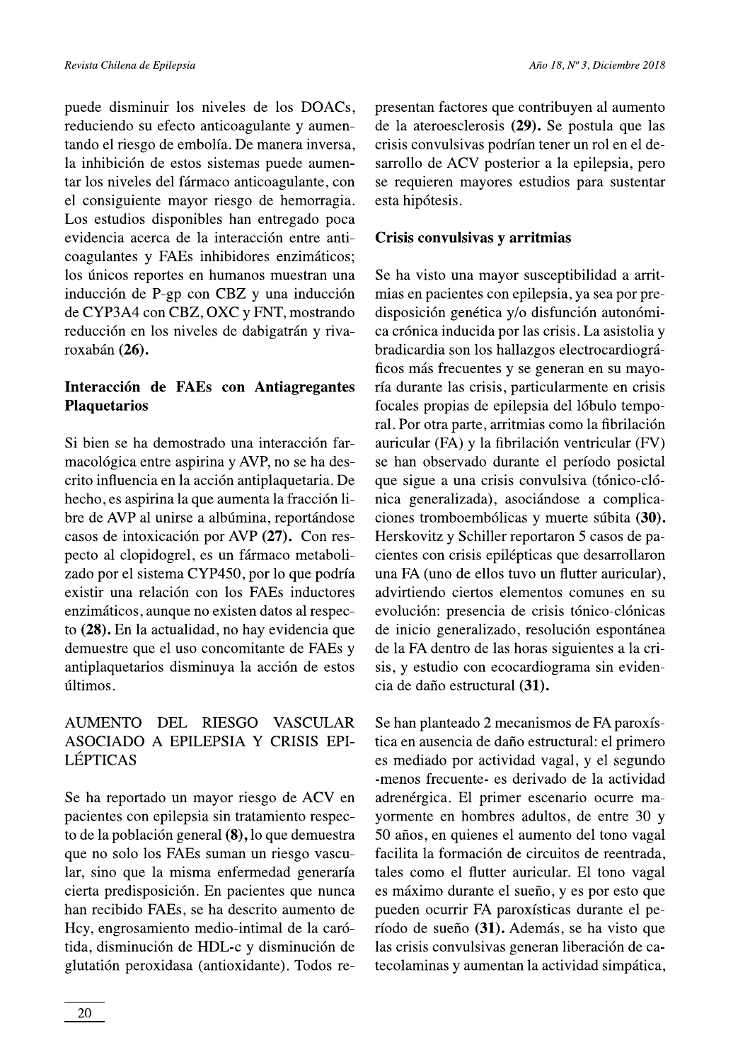puede disminuir los niveles de los DOACs, reduciendo su efecto anticoagulante y aumentando el riesgo de embolía. De manera inversa, la inhibición de estos sistemas puede aumentar los niveles del fármaco anticoagulante, con el consiguiente mayor riesgo de hemorragia. Los estudios disponibles han entregado poca evidencia acerca de la interacción entre anticoagulantes y FAEs inhibidores enzimáticos; los únicos reportes en humanos muestran una inducción de P-gp con CBZ y una inducción de CYP3A4 con CBZ, OXC y FNT, mostrando reducción en los niveles de dabigatrán y rivaroxabán **(26).**

### Interacción de FAEs con Antiagregantes Plaquetarios

Si bien se ha demostrado una interacción farmacológica entre aspirina y AVP, no se ha descrito influencia en la acción antiplaquetaria. De hecho, es aspirina la que aumenta la fracción libre de AVP al unirse a albúmina, reportándose casos de intoxicación por AVP **(27).** Con respecto al clopidogrel, es un fármaco metabolizado por el sistema CYP450, por lo que podría existir una relación con los FAEs inductores enzimáticos, aunque no existen datos al respecto **(28).** En la actualidad, no hay evidencia que demuestre que el uso concomitante de FAEs y antiplaquetarios disminuya la acción de estos últimos.

## AUMENTO DEL RIESGO VASCULAR ASOCIADO A EPILEPSIA Y CRISIS EPILÉPTICAS

Se ha reportado un mayor riesgo de ACV en pacientes con epilepsia sin tratamiento respecto de la población general **(8),** lo que demuestra que no solo los FAEs suman un riesgo vascular, sino que la misma enfermedad generaría cierta predisposición. En pacientes que nunca han recibido FAEs, se ha descrito aumento de Hcy, engrosamiento medio-intimal de la carótida, disminución de HDL-c y disminución de glutatión peroxidasa (antioxidante). Todos representan factores que contribuyen al aumento de la ateroesclerosis **(29).** Se postula que las crisis convulsivas podrían tener un rol en el desarrollo de ACV posterior a la epilepsia, pero se requieren mayores estudios para sustentar esta hipótesis.

### Crisis convulsivas y arritmias

Se ha visto una mayor susceptibilidad a arritmias en pacientes con epilepsia, ya sea por predisposición genética y/o disfunción autonómica crónica inducida por las crisis. La asistolia y bradicardia son los hallazgos electrocardiográficos más frecuentes y se generan en su mayoría durante las crisis, particularmente en crisis focales propias de epilepsia del lóbulo temporal. Por otra parte, arritmias como la fibrilación auricular (FA) y la fibrilación ventricular (FV) se han observado durante el período posictal que sigue a una crisis convulsiva (tónico-clónica generalizada), asociándose a complicaciones tromboembólicas y muerte súbita **(30).** Herskovitz y Schiller reportaron 5 casos de pacientes con crisis epilépticas que desarrollaron una FA (uno de ellos tuvo un flutter auricular), advirtiendo ciertos elementos comunes en su evolución: presencia de crisis tónico-clónicas de inicio generalizado, resolución espontánea de la FA dentro de las horas siguientes a la crisis, y estudio con ecocardiograma sin evidencia de daño estructural **(31).**

Se han planteado 2 mecanismos de FA paroxística en ausencia de daño estructural: el primero es mediado por actividad vagal, y el segundo -menos frecuente- es derivado de la actividad adrenérgica. El primer escenario ocurre mayormente en hombres adultos, de entre 30 y 50 años, en quienes el aumento del tono vagal facilita la formación de circuitos de reentrada, tales como el flutter auricular. El tono vagal es máximo durante el sueño, y es por esto que pueden ocurrir FA paroxísticas durante el período de sueño **(31).** Además, se ha visto que las crisis convulsivas generan liberación de catecolaminas y aumentan la actividad simpática,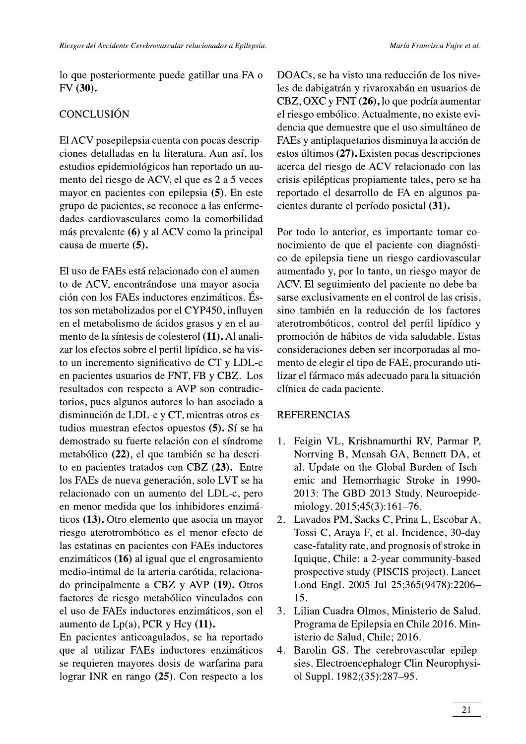lo que posteriormente puede gatillar una FA o FV **(30).**

## CONCLUSIÓN

El ACV posepilepsia cuenta con pocas descripciones detalladas en la literatura. Aun así, los estudios epidemiológicos han reportado un aumento del riesgo de ACV, el que es 2 a 5 veces mayor en pacientes con epilepsia **(5)**. En este grupo de pacientes, se reconoce a las enfermedades cardiovasculares como la comorbilidad más prevalente **(6)** y al ACV como la principal causa de muerte **(5).**

El uso de FAEs está relacionado con el aumento de ACV, encontrándose una mayor asociación con los FAEs inductores enzimáticos. Éstos son metabolizados por el CYP450, influyen en el metabolismo de ácidos grasos y en el aumento de la síntesis de colesterol **(11).** Al analizar los efectos sobre el perfil lipídico, se ha visto un incremento significativo de CT y LDL-c en pacientes usuarios de FNT, FB y CBZ. Los resultados con respecto a AVP son contradictorios, pues algunos autores lo han asociado a disminución de LDL-c y CT, mientras otros estudios muestran efectos opuestos **(5).** Sí se ha demostrado su fuerte relación con el síndrome metabólico **(22)**, el que también se ha descrito en pacientes tratados con CBZ **(23).** Entre los FAEs de nueva generación, solo LVT se ha relacionado con un aumento del LDL-c, pero en menor medida que los inhibidores enzimáticos **(13).** Otro elemento que asocia un mayor riesgo aterotrombótico es el menor efecto de las estatinas en pacientes con FAEs inductores enzimáticos **(16)** al igual que el engrosamiento medio-intimal de la arteria carótida, relacionado principalmente a CBZ y AVP **(19).** Otros factores de riesgo metabólico vinculados con el uso de FAEs inductores enzimáticos, son el aumento de Lp(a), PCR y Hcy **(11).**
En pacientes anticoagulados, se ha reportado que al utilizar FAEs inductores enzimáticos se requieren mayores dosis de warfarina para lograr INR en rango **(25)**. Con respecto a los DOACs, se ha visto una reducción de los niveles de dabigatrán y rivaroxabán en usuarios de CBZ, OXC y FNT **(26),** lo que podría aumentar el riesgo embólico. Actualmente, no existe evidencia que demuestre que el uso simultáneo de FAEs y antiplaquetarios disminuya la acción de estos últimos **(27).** Existen pocas descripciones acerca del riesgo de ACV relacionado con las crisis epilépticas propiamente tales, pero se ha reportado el desarrollo de FA en algunos pacientes durante el período posictal **(31).**

Por todo lo anterior, es importante tomar conocimiento de que el paciente con diagnóstico de epilepsia tiene un riesgo cardiovascular aumentado y, por lo tanto, un riesgo mayor de ACV. El seguimiento del paciente no debe basarse exclusivamente en el control de las crisis, sino también en la reducción de los factores aterotrombóticos, control del perfil lipídico y promoción de hábitos de vida saludable. Estas consideraciones deben ser incorporadas al momento de elegir el tipo de FAE, procurando utilizar el fármaco más adecuado para la situación clínica de cada paciente.

## REFERENCIAS

1. Feigin VL, Krishnamurthi RV, Parmar P, Norrving B, Mensah GA, Bennett DA, et al. Update on the Global Burden of Ischemic and Hemorrhagic Stroke in 1990-2013: The GBD 2013 Study. Neuroepidemiology. 2015;45(3):161–76.
2. Lavados PM, Sacks C, Prina L, Escobar A, Tossi C, Araya F, et al. Incidence, 30-day case-fatality rate, and prognosis of stroke in Iquique, Chile: a 2-year community-based prospective study (PISCIS project). Lancet Lond Engl. 2005 Jul 25;365(9478):2206–15.
3. Lilian Cuadra Olmos, Ministerio de Salud. Programa de Epilepsia en Chile 2016. Ministerio de Salud, Chile; 2016.
4. Barolin GS. The cerebrovascular epilepsies. Electroencephalogr Clin Neurophysiol Suppl. 1982;(35):287–95.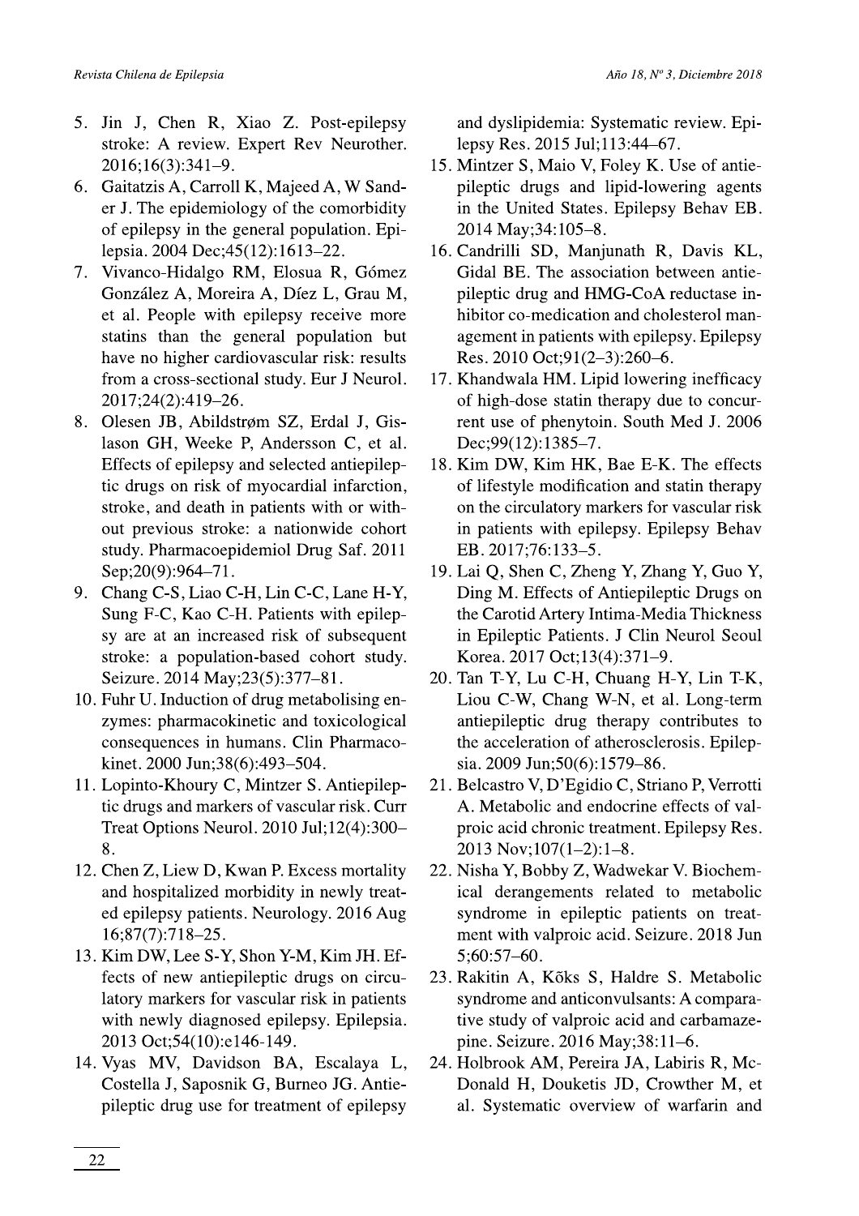5. Jin J, Chen R, Xiao Z. Post-epilepsy stroke: A review. Expert Rev Neurother. 2016;16(3):341–9.
6. Gaitatzis A, Carroll K, Majeed A, W Sander J. The epidemiology of the comorbidity of epilepsy in the general population. Epilepsia. 2004 Dec;45(12):1613–22.
7. Vivanco-Hidalgo RM, Elosua R, Gómez González A, Moreira A, Díez L, Grau M, et al. People with epilepsy receive more statins than the general population but have no higher cardiovascular risk: results from a cross-sectional study. Eur J Neurol. 2017;24(2):419–26.
8. Olesen JB, Abildstrøm SZ, Erdal J, Gislason GH, Weeke P, Andersson C, et al. Effects of epilepsy and selected antiepileptic drugs on risk of myocardial infarction, stroke, and death in patients with or without previous stroke: a nationwide cohort study. Pharmacoepidemiol Drug Saf. 2011 Sep;20(9):964–71.
9. Chang C-S, Liao C-H, Lin C-C, Lane H-Y, Sung F-C, Kao C-H. Patients with epilepsy are at an increased risk of subsequent stroke: a population-based cohort study. Seizure. 2014 May;23(5):377–81.
10. Fuhr U. Induction of drug metabolising enzymes: pharmacokinetic and toxicological consequences in humans. Clin Pharmacokinet. 2000 Jun;38(6):493–504.
11. Lopinto-Khoury C, Mintzer S. Antiepileptic drugs and markers of vascular risk. Curr Treat Options Neurol. 2010 Jul;12(4):300–8.
12. Chen Z, Liew D, Kwan P. Excess mortality and hospitalized morbidity in newly treated epilepsy patients. Neurology. 2016 Aug 16;87(7):718–25.
13. Kim DW, Lee S-Y, Shon Y-M, Kim JH. Effects of new antiepileptic drugs on circulatory markers for vascular risk in patients with newly diagnosed epilepsy. Epilepsia. 2013 Oct;54(10):e146-149.
14. Vyas MV, Davidson BA, Escalaya L, Costella J, Saposnik G, Burneo JG. Antiepileptic drug use for treatment of epilepsy and dyslipidemia: Systematic review. Epilepsy Res. 2015 Jul;113:44–67.
15. Mintzer S, Maio V, Foley K. Use of antiepileptic drugs and lipid-lowering agents in the United States. Epilepsy Behav EB. 2014 May;34:105–8.
16. Candrilli SD, Manjunath R, Davis KL, Gidal BE. The association between antiepileptic drug and HMG-CoA reductase inhibitor co-medication and cholesterol management in patients with epilepsy. Epilepsy Res. 2010 Oct;91(2–3):260–6.
17. Khandwala HM. Lipid lowering inefficacy of high-dose statin therapy due to concurrent use of phenytoin. South Med J. 2006 Dec;99(12):1385–7.
18. Kim DW, Kim HK, Bae E-K. The effects of lifestyle modification and statin therapy on the circulatory markers for vascular risk in patients with epilepsy. Epilepsy Behav EB. 2017;76:133–5.
19. Lai Q, Shen C, Zheng Y, Zhang Y, Guo Y, Ding M. Effects of Antiepileptic Drugs on the Carotid Artery Intima-Media Thickness in Epileptic Patients. J Clin Neurol Seoul Korea. 2017 Oct;13(4):371–9.
20. Tan T-Y, Lu C-H, Chuang H-Y, Lin T-K, Liou C-W, Chang W-N, et al. Long-term antiepileptic drug therapy contributes to the acceleration of atherosclerosis. Epilepsia. 2009 Jun;50(6):1579–86.
21. Belcastro V, D'Egidio C, Striano P, Verrotti A. Metabolic and endocrine effects of valproic acid chronic treatment. Epilepsy Res. 2013 Nov;107(1–2):1–8.
22. Nisha Y, Bobby Z, Wadwekar V. Biochemical derangements related to metabolic syndrome in epileptic patients on treatment with valproic acid. Seizure. 2018 Jun 5;60:57–60.
23. Rakitin A, Kõks S, Haldre S. Metabolic syndrome and anticonvulsants: A comparative study of valproic acid and carbamazepine. Seizure. 2016 May;38:11–6.
24. Holbrook AM, Pereira JA, Labiris R, McDonald H, Douketis JD, Crowther M, et al. Systematic overview of warfarin and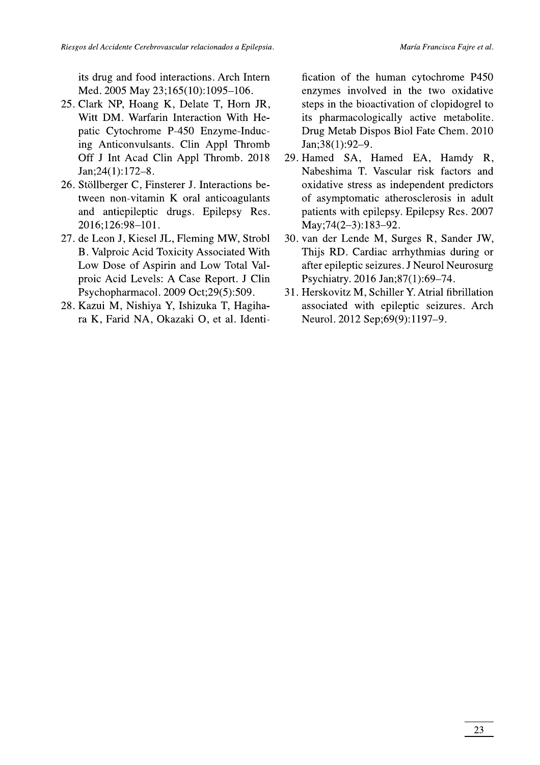its drug and food interactions. Arch Intern Med. 2005 May 23;165(10):1095–106.

25. Clark NP, Hoang K, Delate T, Horn JR, Witt DM. Warfarin Interaction With Hepatic Cytochrome P-450 Enzyme-Inducing Anticonvulsants. Clin Appl Thromb Off J Int Acad Clin Appl Thromb. 2018 Jan;24(1):172–8.
26. Stöllberger C, Finsterer J. Interactions between non-vitamin K oral anticoagulants and antiepileptic drugs. Epilepsy Res. 2016;126:98–101.
27. de Leon J, Kiesel JL, Fleming MW, Strobl B. Valproic Acid Toxicity Associated With Low Dose of Aspirin and Low Total Valproic Acid Levels: A Case Report. J Clin Psychopharmacol. 2009 Oct;29(5):509.
28. Kazui M, Nishiya Y, Ishizuka T, Hagihara K, Farid NA, Okazaki O, et al. Identification of the human cytochrome P450 enzymes involved in the two oxidative steps in the bioactivation of clopidogrel to its pharmacologically active metabolite. Drug Metab Dispos Biol Fate Chem. 2010 Jan;38(1):92–9.
29. Hamed SA, Hamed EA, Hamdy R, Nabeshima T. Vascular risk factors and oxidative stress as independent predictors of asymptomatic atherosclerosis in adult patients with epilepsy. Epilepsy Res. 2007 May;74(2–3):183–92.
30. van der Lende M, Surges R, Sander JW, Thijs RD. Cardiac arrhythmias during or after epileptic seizures. J Neurol Neurosurg Psychiatry. 2016 Jan;87(1):69–74.
31. Herskovitz M, Schiller Y. Atrial fibrillation associated with epileptic seizures. Arch Neurol. 2012 Sep;69(9):1197–9.